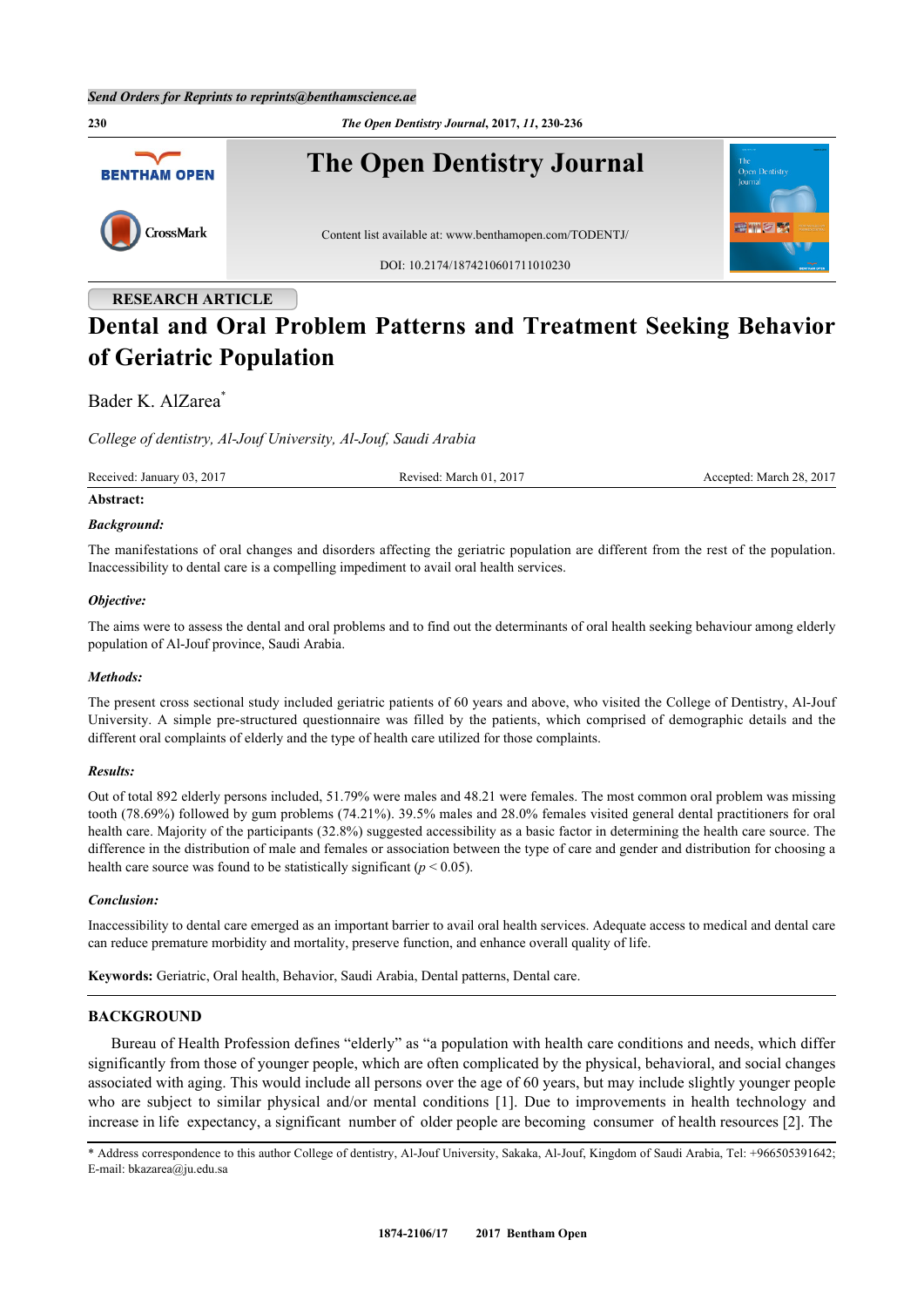Send Orders for Reprints to reprints@benthamscience.ae

# The Open Dentistry Journal

Content list available at: www.benthamopen.com/TODENTJ/

DOI: 10.2174/1874210601711010230

RESEARCH ARTICLE

# Dental and Oral Problem Patterns and Treatment Seeking Behavior of Geriatric Population

Bader K. AlZarea*

*College of dentistry, Al-Jouf University, Al-Jouf, Saudi Arabia*

Received: January 03, 2017 Revised: March 01, 2017 Accepted: March 28, 2017

**Abstract:**

***Background:***

The manifestations of oral changes and disorders affecting the geriatric population are different from the rest of the population. Inaccessibility to dental care is a compelling impediment to avail oral health services.

***Objective:***

The aims were to assess the dental and oral problems and to find out the determinants of oral health seeking behaviour among elderly population of Al-Jouf province, Saudi Arabia.

***Methods:***

The present cross sectional study included geriatric patients of 60 years and above, who visited the College of Dentistry, Al-Jouf University. A simple pre-structured questionnaire was filled by the patients, which comprised of demographic details and the different oral complaints of elderly and the type of health care utilized for those complaints.

***Results:***

Out of total 892 elderly persons included, 51.79% were males and 48.21 were females. The most common oral problem was missing tooth (78.69%) followed by gum problems (74.21%). 39.5% males and 28.0% females visited general dental practitioners for oral health care. Majority of the participants (32.8%) suggested accessibility as a basic factor in determining the health care source. The difference in the distribution of male and females or association between the type of care and gender and distribution for choosing a health care source was found to be statistically significant ($p < 0.05$).

***Conclusion:***

Inaccessibility to dental care emerged as an important barrier to avail oral health services. Adequate access to medical and dental care can reduce premature morbidity and mortality, preserve function, and enhance overall quality of life.

**Keywords:** Geriatric, Oral health, Behavior, Saudi Arabia, Dental patterns, Dental care.

## BACKGROUND

Bureau of Health Profession defines "elderly" as "a population with health care conditions and needs, which differ significantly from those of younger people, which are often complicated by the physical, behavioral, and social changes associated with aging. This would include all persons over the age of 60 years, but may include slightly younger people who are subject to similar physical and/or mental conditions [1]. Due to improvements in health technology and increase in life expectancy, a significant number of older people are becoming consumer of health resources [2]. The

* Address correspondence to this author College of dentistry, Al-Jouf University, Sakaka, Al-Jouf, Kingdom of Saudi Arabia, Tel: +966505391642; E-mail: bkazarea@ju.edu.sa

1874-2106/17 2017 Bentham Open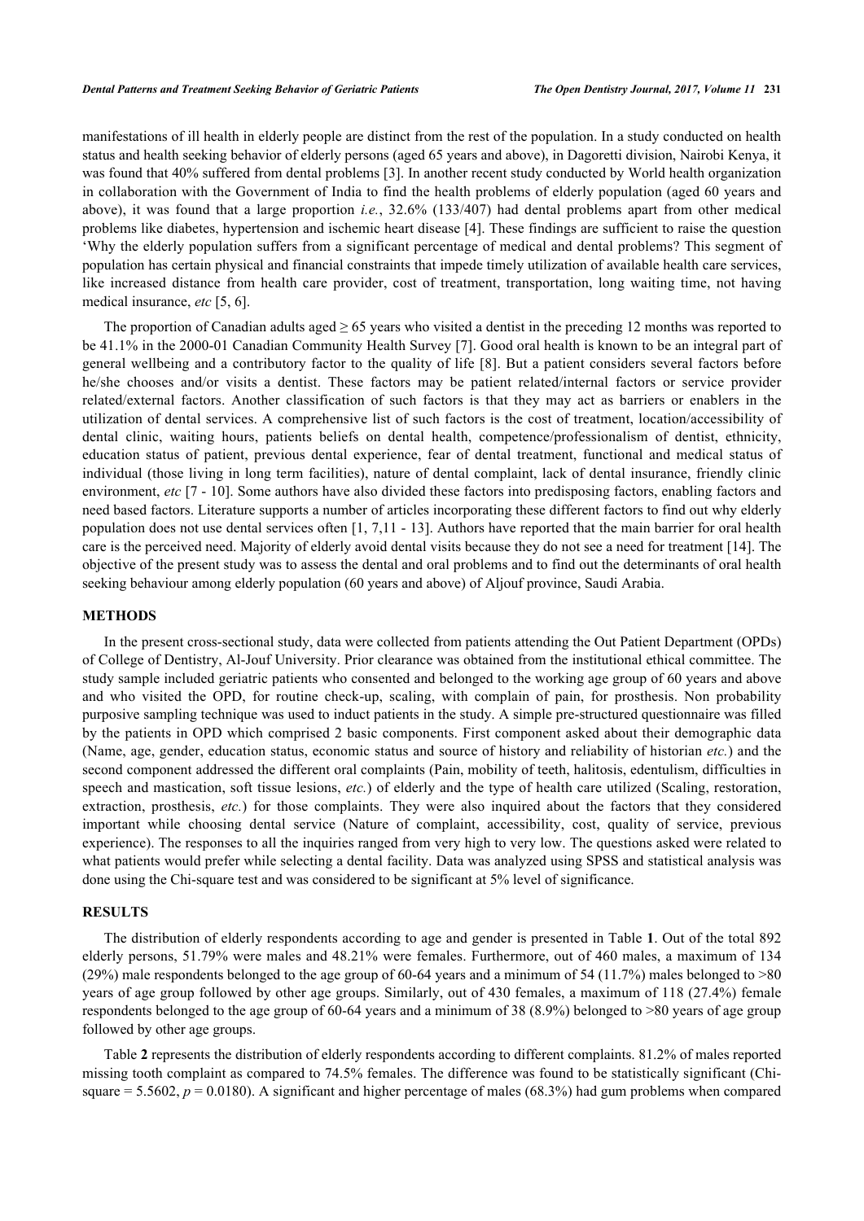manifestations of ill health in elderly people are distinct from the rest of the population. In a study conducted on health status and health seeking behavior of elderly persons (aged 65 years and above), in Dagoretti division, Nairobi Kenya, it was found that 40% suffered from dental problems [3]. In another recent study conducted by World health organization in collaboration with the Government of India to find the health problems of elderly population (aged 60 years and above), it was found that a large proportion *i.e.*, 32.6% (133/407) had dental problems apart from other medical problems like diabetes, hypertension and ischemic heart disease [4]. These findings are sufficient to raise the question 'Why the elderly population suffers from a significant percentage of medical and dental problems? This segment of population has certain physical and financial constraints that impede timely utilization of available health care services, like increased distance from health care provider, cost of treatment, transportation, long waiting time, not having medical insurance, *etc* [5, 6].

The proportion of Canadian adults aged ≥ 65 years who visited a dentist in the preceding 12 months was reported to be 41.1% in the 2000-01 Canadian Community Health Survey [7]. Good oral health is known to be an integral part of general wellbeing and a contributory factor to the quality of life [8]. But a patient considers several factors before he/she chooses and/or visits a dentist. These factors may be patient related/internal factors or service provider related/external factors. Another classification of such factors is that they may act as barriers or enablers in the utilization of dental services. A comprehensive list of such factors is the cost of treatment, location/accessibility of dental clinic, waiting hours, patients beliefs on dental health, competence/professionalism of dentist, ethnicity, education status of patient, previous dental experience, fear of dental treatment, functional and medical status of individual (those living in long term facilities), nature of dental complaint, lack of dental insurance, friendly clinic environment, *etc* [7 - 10]. Some authors have also divided these factors into predisposing factors, enabling factors and need based factors. Literature supports a number of articles incorporating these different factors to find out why elderly population does not use dental services often [1, 7,11 - 13]. Authors have reported that the main barrier for oral health care is the perceived need. Majority of elderly avoid dental visits because they do not see a need for treatment [14]. The objective of the present study was to assess the dental and oral problems and to find out the determinants of oral health seeking behaviour among elderly population (60 years and above) of Aljouf province, Saudi Arabia.

## METHODS

In the present cross-sectional study, data were collected from patients attending the Out Patient Department (OPDs) of College of Dentistry, Al-Jouf University. Prior clearance was obtained from the institutional ethical committee. The study sample included geriatric patients who consented and belonged to the working age group of 60 years and above and who visited the OPD, for routine check-up, scaling, with complain of pain, for prosthesis. Non probability purposive sampling technique was used to induct patients in the study. A simple pre-structured questionnaire was filled by the patients in OPD which comprised 2 basic components. First component asked about their demographic data (Name, age, gender, education status, economic status and source of history and reliability of historian *etc.*) and the second component addressed the different oral complaints (Pain, mobility of teeth, halitosis, edentulism, difficulties in speech and mastication, soft tissue lesions, *etc.*) of elderly and the type of health care utilized (Scaling, restoration, extraction, prosthesis, *etc.*) for those complaints. They were also inquired about the factors that they considered important while choosing dental service (Nature of complaint, accessibility, cost, quality of service, previous experience). The responses to all the inquiries ranged from very high to very low. The questions asked were related to what patients would prefer while selecting a dental facility. Data was analyzed using SPSS and statistical analysis was done using the Chi-square test and was considered to be significant at 5% level of significance.

## RESULTS

The distribution of elderly respondents according to age and gender is presented in Table **1**. Out of the total 892 elderly persons, 51.79% were males and 48.21% were females. Furthermore, out of 460 males, a maximum of 134 (29%) male respondents belonged to the age group of 60-64 years and a minimum of 54 (11.7%) males belonged to >80 years of age group followed by other age groups. Similarly, out of 430 females, a maximum of 118 (27.4%) female respondents belonged to the age group of 60-64 years and a minimum of 38 (8.9%) belonged to >80 years of age group followed by other age groups.

Table **2** represents the distribution of elderly respondents according to different complaints. 81.2% of males reported missing tooth complaint as compared to 74.5% females. The difference was found to be statistically significant (Chi-square = 5.5602, $p = 0.0180$). A significant and higher percentage of males (68.3%) had gum problems when compared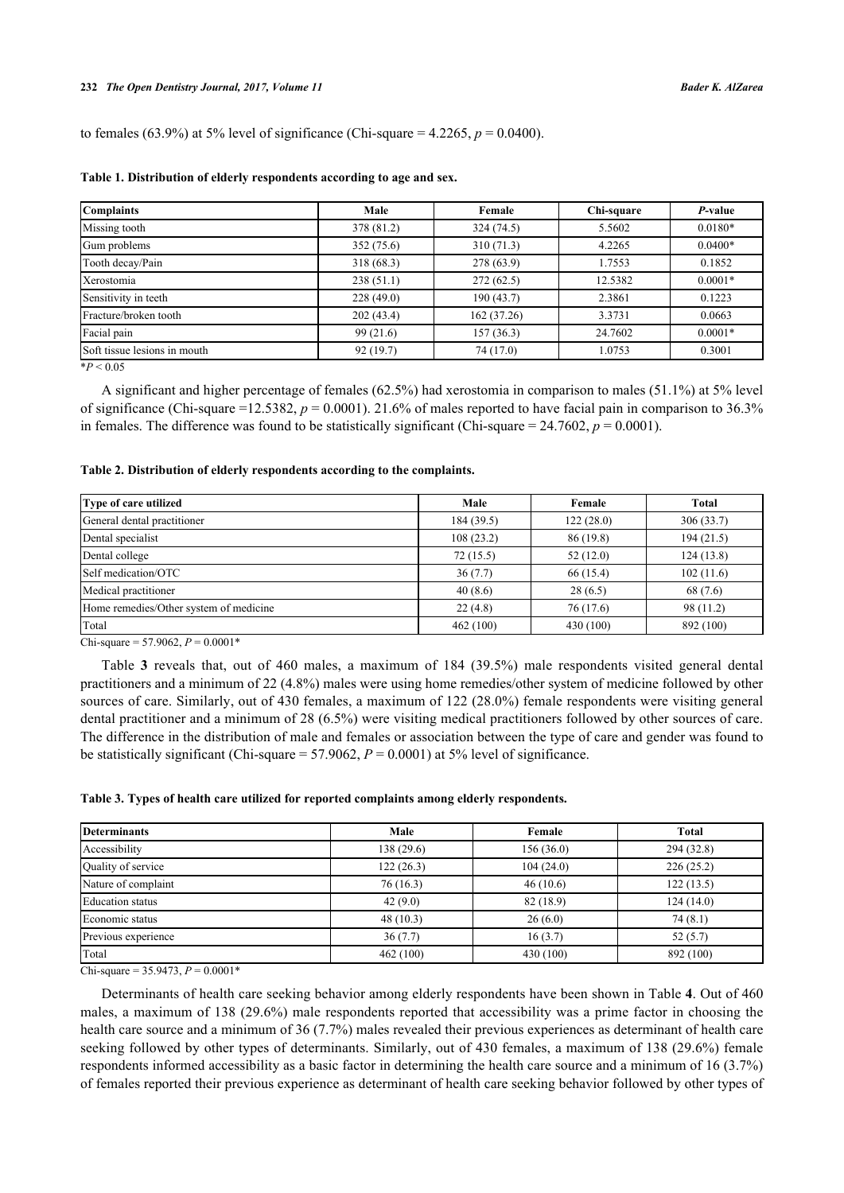to females (63.9%) at 5% level of significance (Chi-square = 4.2265, $p$ = 0.0400).

**Table 1. Distribution of elderly respondents according to age and sex.**

| Complaints | Male | Female | Chi-square | *P*-value |
|---|---|---|---|---|
| Missing tooth | 378 (81.2) | 324 (74.5) | 5.5602 | 0.0180* |
| Gum problems | 352 (75.6) | 310 (71.3) | 4.2265 | 0.0400* |
| Tooth decay/Pain | 318 (68.3) | 278 (63.9) | 1.7553 | 0.1852 |
| Xerostomia | 238 (51.1) | 272 (62.5) | 12.5382 | 0.0001* |
| Sensitivity in teeth | 228 (49.0) | 190 (43.7) | 2.3861 | 0.1223 |
| Fracture/broken tooth | 202 (43.4) | 162 (37.26) | 3.3731 | 0.0663 |
| Facial pain | 99 (21.6) | 157 (36.3) | 24.7602 | 0.0001* |
| Soft tissue lesions in mouth | 92 (19.7) | 74 (17.0) | 1.0753 | 0.3001 |

*$P < 0.05$

A significant and higher percentage of females (62.5%) had xerostomia in comparison to males (51.1%) at 5% level of significance (Chi-square =12.5382, $p$ = 0.0001). 21.6% of males reported to have facial pain in comparison to 36.3% in females. The difference was found to be statistically significant (Chi-square = 24.7602, $p$ = 0.0001).

**Table 2. Distribution of elderly respondents according to the complaints.**

| Type of care utilized | Male | Female | Total |
|---|---|---|---|
| General dental practitioner | 184 (39.5) | 122 (28.0) | 306 (33.7) |
| Dental specialist | 108 (23.2) | 86 (19.8) | 194 (21.5) |
| Dental college | 72 (15.5) | 52 (12.0) | 124 (13.8) |
| Self medication/OTC | 36 (7.7) | 66 (15.4) | 102 (11.6) |
| Medical practitioner | 40 (8.6) | 28 (6.5) | 68 (7.6) |
| Home remedies/Other system of medicine | 22 (4.8) | 76 (17.6) | 98 (11.2) |
| Total | 462 (100) | 430 (100) | 892 (100) |

Chi-square = 57.9062, $P$ = 0.0001*

Table **3** reveals that, out of 460 males, a maximum of 184 (39.5%) male respondents visited general dental practitioners and a minimum of 22 (4.8%) males were using home remedies/other system of medicine followed by other sources of care. Similarly, out of 430 females, a maximum of 122 (28.0%) female respondents were visiting general dental practitioner and a minimum of 28 (6.5%) were visiting medical practitioners followed by other sources of care. The difference in the distribution of male and females or association between the type of care and gender was found to be statistically significant (Chi-square = 57.9062, $P$ = 0.0001) at 5% level of significance.

**Table 3. Types of health care utilized for reported complaints among elderly respondents.**

| Determinants | Male | Female | Total |
|---|---|---|---|
| Accessibility | 138 (29.6) | 156 (36.0) | 294 (32.8) |
| Quality of service | 122 (26.3) | 104 (24.0) | 226 (25.2) |
| Nature of complaint | 76 (16.3) | 46 (10.6) | 122 (13.5) |
| Education status | 42 (9.0) | 82 (18.9) | 124 (14.0) |
| Economic status | 48 (10.3) | 26 (6.0) | 74 (8.1) |
| Previous experience | 36 (7.7) | 16 (3.7) | 52 (5.7) |
| Total | 462 (100) | 430 (100) | 892 (100) |

Chi-square = 35.9473, $P$ = 0.0001*

Determinants of health care seeking behavior among elderly respondents have been shown in Table **4**. Out of 460 males, a maximum of 138 (29.6%) male respondents reported that accessibility was a prime factor in choosing the health care source and a minimum of 36 (7.7%) males revealed their previous experiences as determinant of health care seeking followed by other types of determinants. Similarly, out of 430 females, a maximum of 138 (29.6%) female respondents informed accessibility as a basic factor in determining the health care source and a minimum of 16 (3.7%) of females reported their previous experience as determinant of health care seeking behavior followed by other types of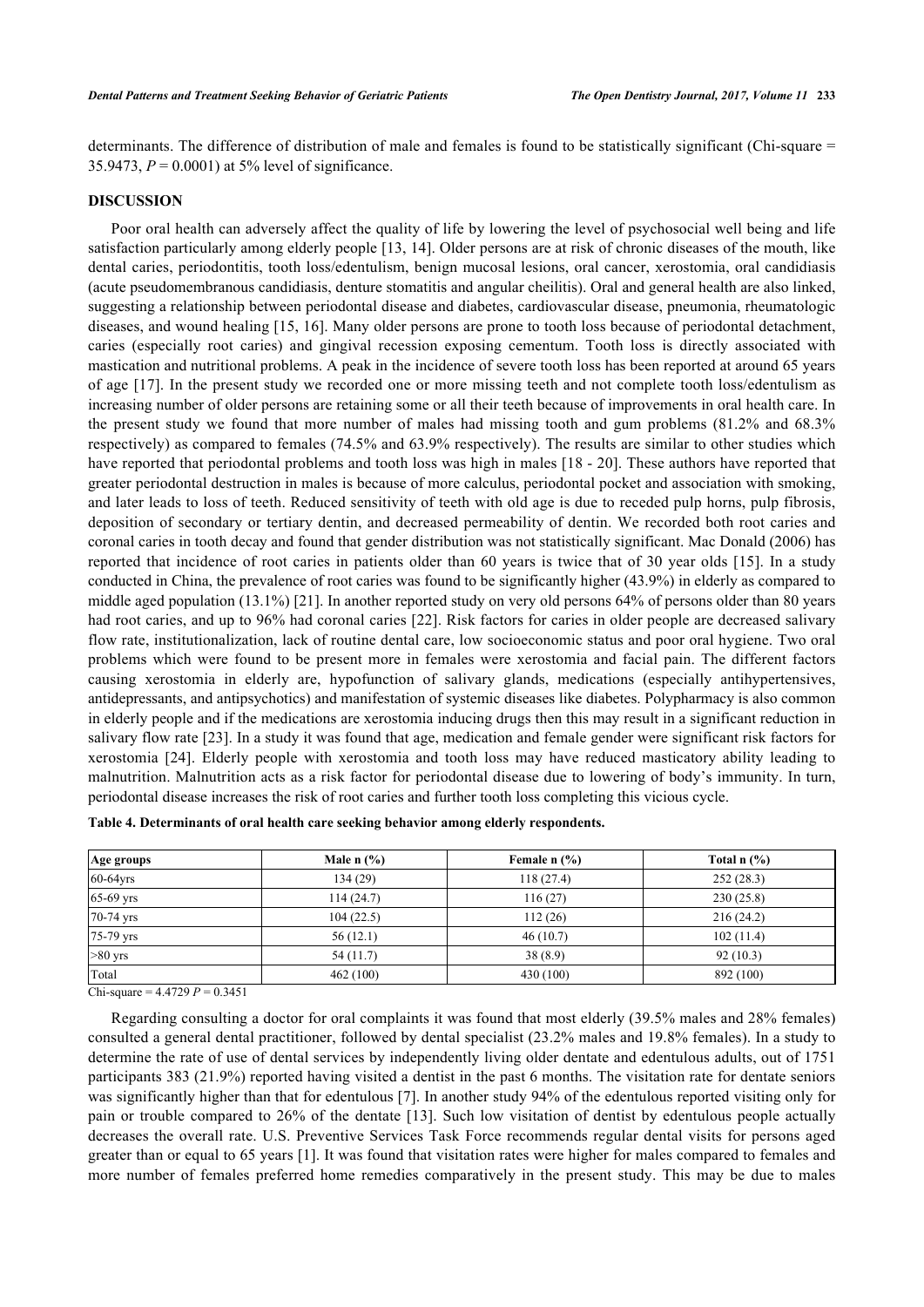determinants. The difference of distribution of male and females is found to be statistically significant (Chi-square = 35.9473, $P = 0.0001$) at 5% level of significance.

## DISCUSSION

Poor oral health can adversely affect the quality of life by lowering the level of psychosocial well being and life satisfaction particularly among elderly people [13, 14]. Older persons are at risk of chronic diseases of the mouth, like dental caries, periodontitis, tooth loss/edentulism, benign mucosal lesions, oral cancer, xerostomia, oral candidiasis (acute pseudomembranous candidiasis, denture stomatitis and angular cheilitis). Oral and general health are also linked, suggesting a relationship between periodontal disease and diabetes, cardiovascular disease, pneumonia, rheumatologic diseases, and wound healing [15, 16]. Many older persons are prone to tooth loss because of periodontal detachment, caries (especially root caries) and gingival recession exposing cementum. Tooth loss is directly associated with mastication and nutritional problems. A peak in the incidence of severe tooth loss has been reported at around 65 years of age [17]. In the present study we recorded one or more missing teeth and not complete tooth loss/edentulism as increasing number of older persons are retaining some or all their teeth because of improvements in oral health care. In the present study we found that more number of males had missing tooth and gum problems (81.2% and 68.3% respectively) as compared to females (74.5% and 63.9% respectively). The results are similar to other studies which have reported that periodontal problems and tooth loss was high in males [18 - 20]. These authors have reported that greater periodontal destruction in males is because of more calculus, periodontal pocket and association with smoking, and later leads to loss of teeth. Reduced sensitivity of teeth with old age is due to receded pulp horns, pulp fibrosis, deposition of secondary or tertiary dentin, and decreased permeability of dentin. We recorded both root caries and coronal caries in tooth decay and found that gender distribution was not statistically significant. Mac Donald (2006) has reported that incidence of root caries in patients older than 60 years is twice that of 30 year olds [15]. In a study conducted in China, the prevalence of root caries was found to be significantly higher (43.9%) in elderly as compared to middle aged population (13.1%) [21]. In another reported study on very old persons 64% of persons older than 80 years had root caries, and up to 96% had coronal caries [22]. Risk factors for caries in older people are decreased salivary flow rate, institutionalization, lack of routine dental care, low socioeconomic status and poor oral hygiene. Two oral problems which were found to be present more in females were xerostomia and facial pain. The different factors causing xerostomia in elderly are, hypofunction of salivary glands, medications (especially antihypertensives, antidepressants, and antipsychotics) and manifestation of systemic diseases like diabetes. Polypharmacy is also common in elderly people and if the medications are xerostomia inducing drugs then this may result in a significant reduction in salivary flow rate [23]. In a study it was found that age, medication and female gender were significant risk factors for xerostomia [24]. Elderly people with xerostomia and tooth loss may have reduced masticatory ability leading to malnutrition. Malnutrition acts as a risk factor for periodontal disease due to lowering of body's immunity. In turn, periodontal disease increases the risk of root caries and further tooth loss completing this vicious cycle.

**Table 4. Determinants of oral health care seeking behavior among elderly respondents.**

| Age groups | Male n (%) | Female n (%) | Total n (%) |
|---|---|---|---|
| 60-64yrs | 134 (29) | 118 (27.4) | 252 (28.3) |
| 65-69 yrs | 114 (24.7) | 116 (27) | 230 (25.8) |
| 70-74 yrs | 104 (22.5) | 112 (26) | 216 (24.2) |
| 75-79 yrs | 56 (12.1) | 46 (10.7) | 102 (11.4) |
| >80 yrs | 54 (11.7) | 38 (8.9) | 92 (10.3) |
| Total | 462 (100) | 430 (100) | 892 (100) |

Chi-square = 4.4729 $P = 0.3451$

Regarding consulting a doctor for oral complaints it was found that most elderly (39.5% males and 28% females) consulted a general dental practitioner, followed by dental specialist (23.2% males and 19.8% females). In a study to determine the rate of use of dental services by independently living older dentate and edentulous adults, out of 1751 participants 383 (21.9%) reported having visited a dentist in the past 6 months. The visitation rate for dentate seniors was significantly higher than that for edentulous [7]. In another study 94% of the edentulous reported visiting only for pain or trouble compared to 26% of the dentate [13]. Such low visitation of dentist by edentulous people actually decreases the overall rate. U.S. Preventive Services Task Force recommends regular dental visits for persons aged greater than or equal to 65 years [1]. It was found that visitation rates were higher for males compared to females and more number of females preferred home remedies comparatively in the present study. This may be due to males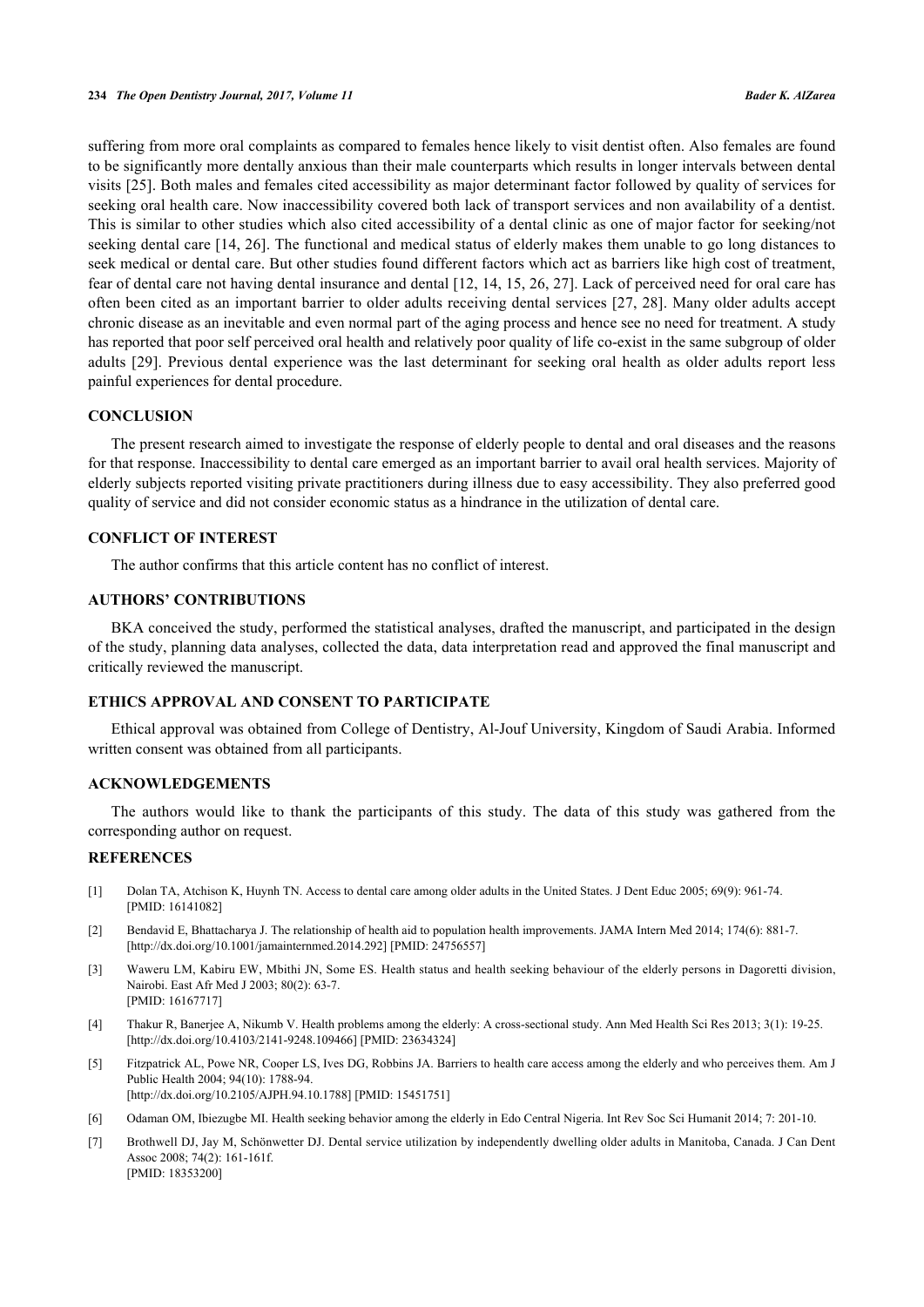suffering from more oral complaints as compared to females hence likely to visit dentist often. Also females are found to be significantly more dentally anxious than their male counterparts which results in longer intervals between dental visits [25]. Both males and females cited accessibility as major determinant factor followed by quality of services for seeking oral health care. Now inaccessibility covered both lack of transport services and non availability of a dentist. This is similar to other studies which also cited accessibility of a dental clinic as one of major factor for seeking/not seeking dental care [14, 26]. The functional and medical status of elderly makes them unable to go long distances to seek medical or dental care. But other studies found different factors which act as barriers like high cost of treatment, fear of dental care not having dental insurance and dental [12, 14, 15, 26, 27]. Lack of perceived need for oral care has often been cited as an important barrier to older adults receiving dental services [27, 28]. Many older adults accept chronic disease as an inevitable and even normal part of the aging process and hence see no need for treatment. A study has reported that poor self perceived oral health and relatively poor quality of life co-exist in the same subgroup of older adults [29]. Previous dental experience was the last determinant for seeking oral health as older adults report less painful experiences for dental procedure.

## CONCLUSION

The present research aimed to investigate the response of elderly people to dental and oral diseases and the reasons for that response. Inaccessibility to dental care emerged as an important barrier to avail oral health services. Majority of elderly subjects reported visiting private practitioners during illness due to easy accessibility. They also preferred good quality of service and did not consider economic status as a hindrance in the utilization of dental care.

## CONFLICT OF INTEREST

The author confirms that this article content has no conflict of interest.

## AUTHORS' CONTRIBUTIONS

BKA conceived the study, performed the statistical analyses, drafted the manuscript, and participated in the design of the study, planning data analyses, collected the data, data interpretation read and approved the final manuscript and critically reviewed the manuscript.

## ETHICS APPROVAL AND CONSENT TO PARTICIPATE

Ethical approval was obtained from College of Dentistry, Al-Jouf University, Kingdom of Saudi Arabia. Informed written consent was obtained from all participants.

## ACKNOWLEDGEMENTS

The authors would like to thank the participants of this study. The data of this study was gathered from the corresponding author on request.

## REFERENCES

[1] Dolan TA, Atchison K, Huynh TN. Access to dental care among older adults in the United States. J Dent Educ 2005; 69(9): 961-74. [PMID: 16141082]

[2] Bendavid E, Bhattacharya J. The relationship of health aid to population health improvements. JAMA Intern Med 2014; 174(6): 881-7. [http://dx.doi.org/10.1001/jamainternmed.2014.292] [PMID: 24756557]

[3] Waweru LM, Kabiru EW, Mbithi JN, Some ES. Health status and health seeking behaviour of the elderly persons in Dagoretti division, Nairobi. East Afr Med J 2003; 80(2): 63-7. [PMID: 16167717]

[4] Thakur R, Banerjee A, Nikumb V. Health problems among the elderly: A cross-sectional study. Ann Med Health Sci Res 2013; 3(1): 19-25. [http://dx.doi.org/10.4103/2141-9248.109466] [PMID: 23634324]

[5] Fitzpatrick AL, Powe NR, Cooper LS, Ives DG, Robbins JA. Barriers to health care access among the elderly and who perceives them. Am J Public Health 2004; 94(10): 1788-94. [http://dx.doi.org/10.2105/AJPH.94.10.1788] [PMID: 15451751]

[6] Odaman OM, Ibiezugbe MI. Health seeking behavior among the elderly in Edo Central Nigeria. Int Rev Soc Sci Humanit 2014; 7: 201-10.

[7] Brothwell DJ, Jay M, Schönwetter DJ. Dental service utilization by independently dwelling older adults in Manitoba, Canada. J Can Dent Assoc 2008; 74(2): 161-161f. [PMID: 18353200]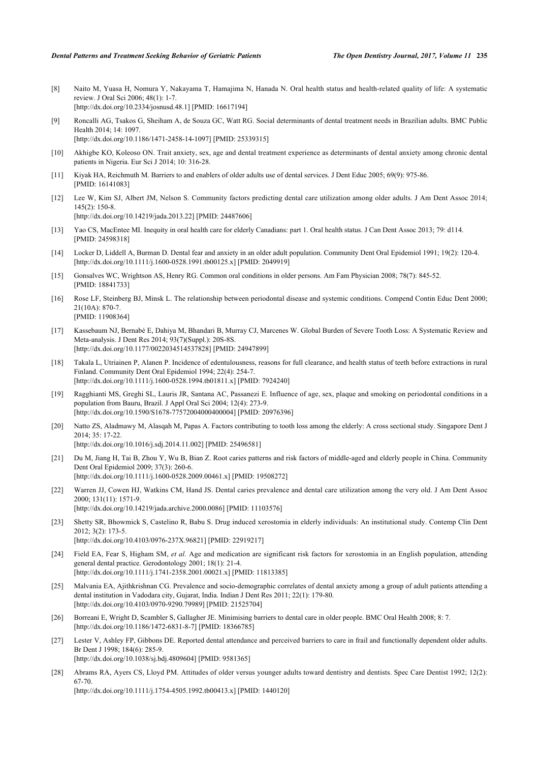[8] Naito M, Yuasa H, Nomura Y, Nakayama T, Hamajima N, Hanada N. Oral health status and health-related quality of life: A systematic review. J Oral Sci 2006; 48(1): 1-7.
[http://dx.doi.org/10.2334/josnusd.48.1] [PMID: 16617194]

[9] Roncalli AG, Tsakos G, Sheiham A, de Souza GC, Watt RG. Social determinants of dental treatment needs in Brazilian adults. BMC Public Health 2014; 14: 1097.
[http://dx.doi.org/10.1186/1471-2458-14-1097] [PMID: 25339315]

[10] Akhigbe KO, Koleoso ON. Trait anxiety, sex, age and dental treatment experience as determinants of dental anxiety among chronic dental patients in Nigeria. Eur Sci J 2014; 10: 316-28.

[11] Kiyak HA, Reichmuth M. Barriers to and enablers of older adults use of dental services. J Dent Educ 2005; 69(9): 975-86.
[PMID: 16141083]

[12] Lee W, Kim SJ, Albert JM, Nelson S. Community factors predicting dental care utilization among older adults. J Am Dent Assoc 2014; 145(2): 150-8.
[http://dx.doi.org/10.14219/jada.2013.22] [PMID: 24487606]

[13] Yao CS, MacEntee MI. Inequity in oral health care for elderly Canadians: part 1. Oral health status. J Can Dent Assoc 2013; 79: d114.
[PMID: 24598318]

[14] Locker D, Liddell A, Burman D. Dental fear and anxiety in an older adult population. Community Dent Oral Epidemiol 1991; 19(2): 120-4.
[http://dx.doi.org/10.1111/j.1600-0528.1991.tb00125.x] [PMID: 2049919]

[15] Gonsalves WC, Wrightson AS, Henry RG. Common oral conditions in older persons. Am Fam Physician 2008; 78(7): 845-52.
[PMID: 18841733]

[16] Rose LF, Steinberg BJ, Minsk L. The relationship between periodontal disease and systemic conditions. Compend Contin Educ Dent 2000; 21(10A): 870-7.
[PMID: 11908364]

[17] Kassebaum NJ, Bernabé E, Dahiya M, Bhandari B, Murray CJ, Marcenes W. Global Burden of Severe Tooth Loss: A Systematic Review and Meta-analysis. J Dent Res 2014; 93(7)(Suppl.): 20S-8S.
[http://dx.doi.org/10.1177/0022034514537828] [PMID: 24947899]

[18] Takala L, Utriainen P, Alanen P. Incidence of edentulousness, reasons for full clearance, and health status of teeth before extractions in rural Finland. Community Dent Oral Epidemiol 1994; 22(4): 254-7.
[http://dx.doi.org/10.1111/j.1600-0528.1994.tb01811.x] [PMID: 7924240]

[19] Ragghianti MS, Greghi SL, Lauris JR, Santana AC, Passanezi E. Influence of age, sex, plaque and smoking on periodontal conditions in a population from Bauru, Brazil. J Appl Oral Sci 2004; 12(4): 273-9.
[http://dx.doi.org/10.1590/S1678-77572004000400004] [PMID: 20976396]

[20] Natto ZS, Aladmawy M, Alasqah M, Papas A. Factors contributing to tooth loss among the elderly: A cross sectional study. Singapore Dent J 2014; 35: 17-22.
[http://dx.doi.org/10.1016/j.sdj.2014.11.002] [PMID: 25496581]

[21] Du M, Jiang H, Tai B, Zhou Y, Wu B, Bian Z. Root caries patterns and risk factors of middle-aged and elderly people in China. Community Dent Oral Epidemiol 2009; 37(3): 260-6.
[http://dx.doi.org/10.1111/j.1600-0528.2009.00461.x] [PMID: 19508272]

[22] Warren JJ, Cowen HJ, Watkins CM, Hand JS. Dental caries prevalence and dental care utilization among the very old. J Am Dent Assoc 2000; 131(11): 1571-9.
[http://dx.doi.org/10.14219/jada.archive.2000.0086] [PMID: 11103576]

[23] Shetty SR, Bhowmick S, Castelino R, Babu S. Drug induced xerostomia in elderly individuals: An institutional study. Contemp Clin Dent 2012; 3(2): 173-5.
[http://dx.doi.org/10.4103/0976-237X.96821] [PMID: 22919217]

[24] Field EA, Fear S, Higham SM, *et al.* Age and medication are significant risk factors for xerostomia in an English population, attending general dental practice. Gerodontology 2001; 18(1): 21-4.
[http://dx.doi.org/10.1111/j.1741-2358.2001.00021.x] [PMID: 11813385]

[25] Malvania EA, Ajithkrishnan CG. Prevalence and socio-demographic correlates of dental anxiety among a group of adult patients attending a dental institution in Vadodara city, Gujarat, India. Indian J Dent Res 2011; 22(1): 179-80.
[http://dx.doi.org/10.4103/0970-9290.79989] [PMID: 21525704]

[26] Borreani E, Wright D, Scambler S, Gallagher JE. Minimising barriers to dental care in older people. BMC Oral Health 2008; 8: 7.
[http://dx.doi.org/10.1186/1472-6831-8-7] [PMID: 18366785]

[27] Lester V, Ashley FP, Gibbons DE. Reported dental attendance and perceived barriers to care in frail and functionally dependent older adults. Br Dent J 1998; 184(6): 285-9.
[http://dx.doi.org/10.1038/sj.bdj.4809604] [PMID: 9581365]

[28] Abrams RA, Ayers CS, Lloyd PM. Attitudes of older versus younger adults toward dentistry and dentists. Spec Care Dentist 1992; 12(2): 67-70.
[http://dx.doi.org/10.1111/j.1754-4505.1992.tb00413.x] [PMID: 1440120]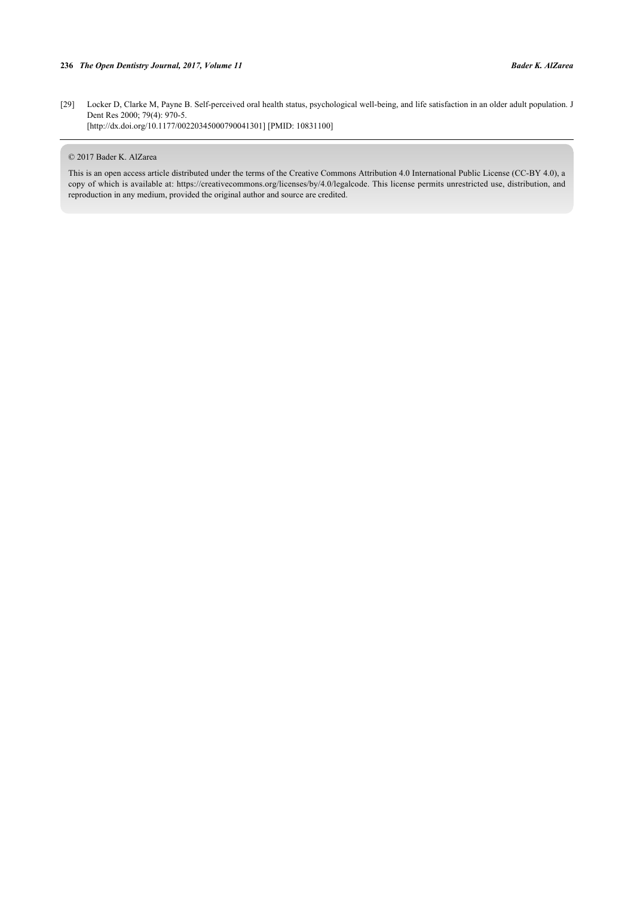[29] Locker D, Clarke M, Payne B. Self-perceived oral health status, psychological well-being, and life satisfaction in an older adult population. J Dent Res 2000; 79(4): 970-5.
[http://dx.doi.org/10.1177/00220345000790041301] [PMID: 10831100]

---

© 2017 Bader K. AlZarea

This is an open access article distributed under the terms of the Creative Commons Attribution 4.0 International Public License (CC-BY 4.0), a copy of which is available at: https://creativecommons.org/licenses/by/4.0/legalcode. This license permits unrestricted use, distribution, and reproduction in any medium, provided the original author and source are credited.